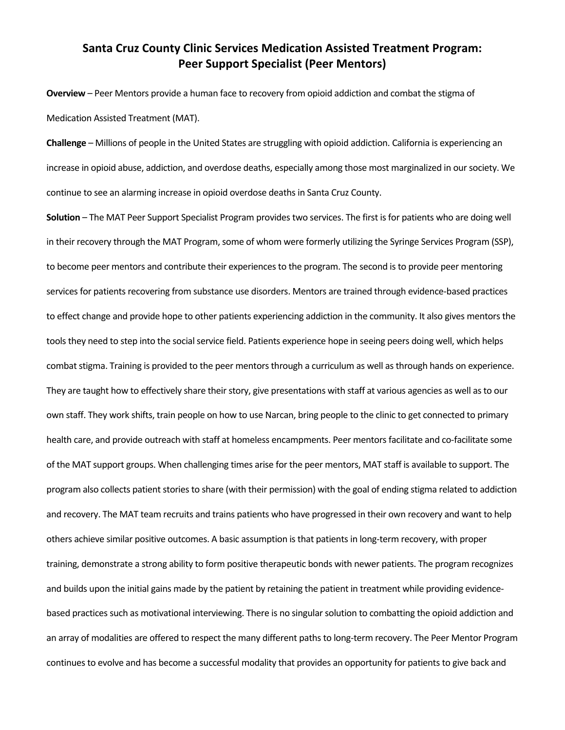# Santa Cruz County Clinic Services Medication Assisted Treatment Program: Peer Support Specialist (Peer Mentors)

**Overview** – Peer Mentors provide a human face to recovery from opioid addiction and combat the stigma of Medication Assisted Treatment (MAT).

**Challenge** – Millions of people in the United States are struggling with opioid addiction. California is experiencing an increase in opioid abuse, addiction, and overdose deaths, especially among those most marginalized in our society. We continue to see an alarming increase in opioid overdose deaths in Santa Cruz County.

**Solution** – The MAT Peer Support Specialist Program provides two services. The first is for patients who are doing well in their recovery through the MAT Program, some of whom were formerly utilizing the Syringe Services Program (SSP), to become peer mentors and contribute their experiences to the program. The second is to provide peer mentoring services for patients recovering from substance use disorders. Mentors are trained through evidence-based practices to effect change and provide hope to other patients experiencing addiction in the community. It also gives mentors the tools they need to step into the social service field. Patients experience hope in seeing peers doing well, which helps combat stigma. Training is provided to the peer mentors through a curriculum as well as through hands on experience. They are taught how to effectively share their story, give presentations with staff at various agencies as well as to our own staff. They work shifts, train people on how to use Narcan, bring people to the clinic to get connected to primary health care, and provide outreach with staff at homeless encampments. Peer mentors facilitate and co-facilitate some of the MAT support groups. When challenging times arise for the peer mentors, MAT staff is available to support. The program also collects patient stories to share (with their permission) with the goal of ending stigma related to addiction and recovery. The MAT team recruits and trains patients who have progressed in their own recovery and want to help others achieve similar positive outcomes. A basic assumption is that patients in long-term recovery, with proper training, demonstrate a strong ability to form positive therapeutic bonds with newer patients. The program recognizes and builds upon the initial gains made by the patient by retaining the patient in treatment while providing evidence-based practices such as motivational interviewing. There is no singular solution to combatting the opioid addiction and an array of modalities are offered to respect the many different paths to long-term recovery. The Peer Mentor Program continues to evolve and has become a successful modality that provides an opportunity for patients to give back and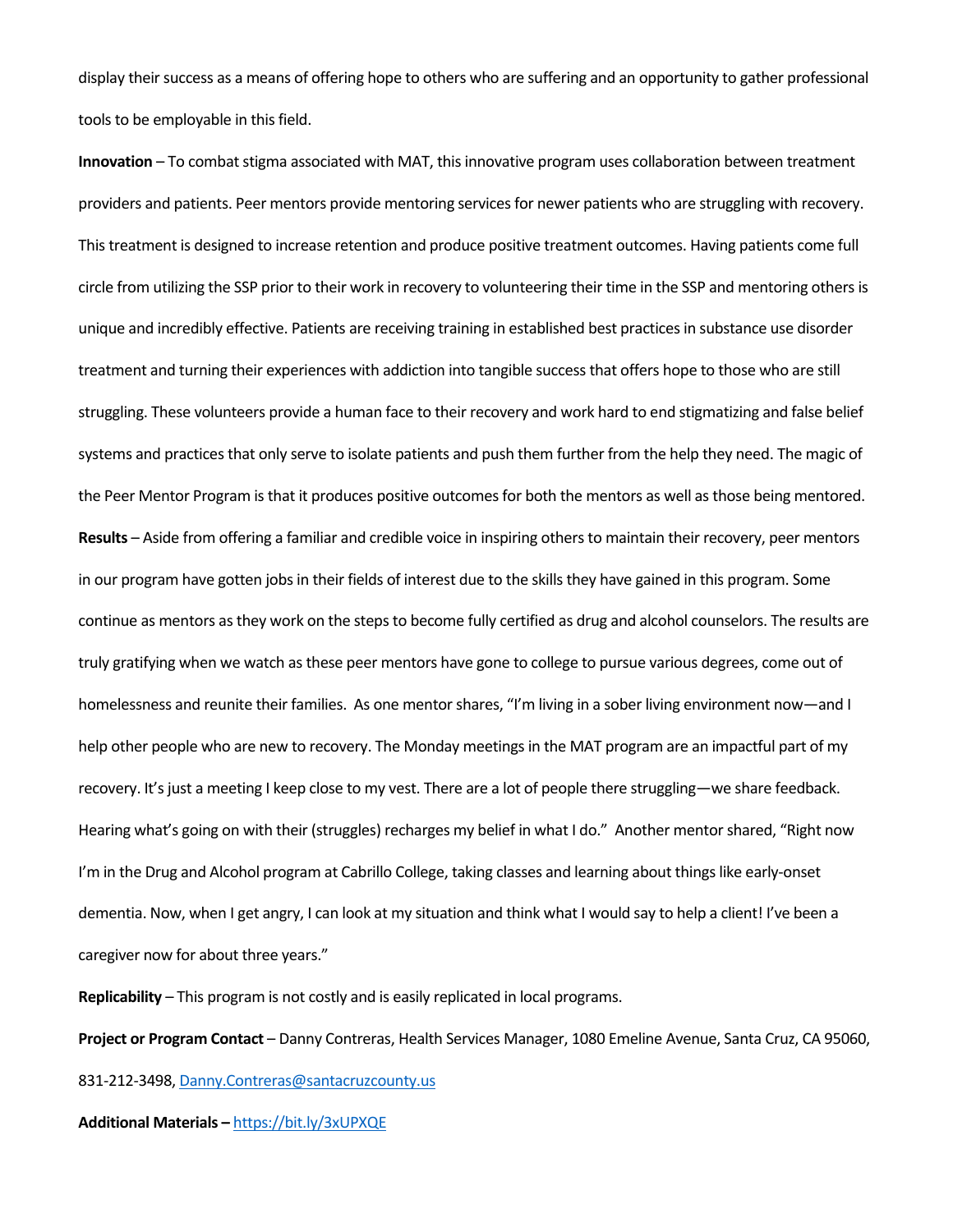display their success as a means of offering hope to others who are suffering and an opportunity to gather professional tools to be employable in this field.

**Innovation** – To combat stigma associated with MAT, this innovative program uses collaboration between treatment providers and patients. Peer mentors provide mentoring services for newer patients who are struggling with recovery. This treatment is designed to increase retention and produce positive treatment outcomes. Having patients come full circle from utilizing the SSP prior to their work in recovery to volunteering their time in the SSP and mentoring others is unique and incredibly effective. Patients are receiving training in established best practices in substance use disorder treatment and turning their experiences with addiction into tangible success that offers hope to those who are still struggling. These volunteers provide a human face to their recovery and work hard to end stigmatizing and false belief systems and practices that only serve to isolate patients and push them further from the help they need. The magic of the Peer Mentor Program is that it produces positive outcomes for both the mentors as well as those being mentored.

**Results** – Aside from offering a familiar and credible voice in inspiring others to maintain their recovery, peer mentors in our program have gotten jobs in their fields of interest due to the skills they have gained in this program. Some continue as mentors as they work on the steps to become fully certified as drug and alcohol counselors. The results are truly gratifying when we watch as these peer mentors have gone to college to pursue various degrees, come out of homelessness and reunite their families. As one mentor shares, "I'm living in a sober living environment now—and I help other people who are new to recovery. The Monday meetings in the MAT program are an impactful part of my recovery. It's just a meeting I keep close to my vest. There are a lot of people there struggling—we share feedback. Hearing what's going on with their (struggles) recharges my belief in what I do." Another mentor shared, "Right now I'm in the Drug and Alcohol program at Cabrillo College, taking classes and learning about things like early-onset dementia. Now, when I get angry, I can look at my situation and think what I would say to help a client! I've been a caregiver now for about three years."

**Replicability** – This program is not costly and is easily replicated in local programs.

**Project or Program Contact** – Danny Contreras, Health Services Manager, 1080 Emeline Avenue, Santa Cruz, CA 95060, 831-212-3498, Danny.Contreras@santacruzcounty.us

**Additional Materials –** https://bit.ly/3xUPXQE